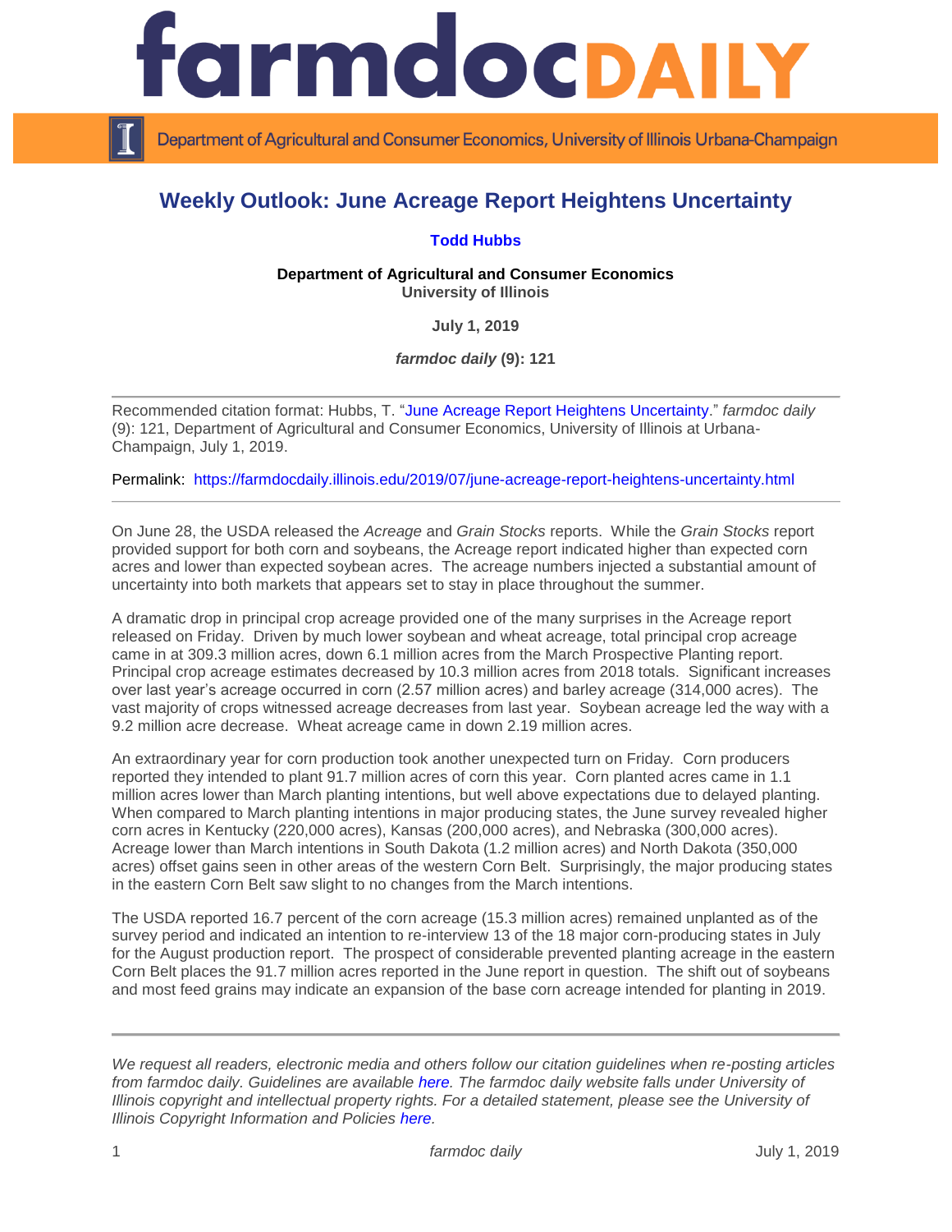# farmdoc DAILY

Department of Agricultural and Consumer Economics, University of Illinois Urbana-Champaign

## Weekly Outlook: June Acreage Report Heightens Uncertainty

**Todd Hubbs**

**Department of Agricultural and Consumer Economics**
**University of Illinois**

**July 1, 2019**

***farmdoc daily* (9): 121**

Recommended citation format: Hubbs, T. "June Acreage Report Heightens Uncertainty." *farmdoc daily* (9): 121, Department of Agricultural and Consumer Economics, University of Illinois at Urbana-Champaign, July 1, 2019.

Permalink: https://farmdocdaily.illinois.edu/2019/07/june-acreage-report-heightens-uncertainty.html

On June 28, the USDA released the *Acreage* and *Grain Stocks* reports. While the *Grain Stocks* report provided support for both corn and soybeans, the Acreage report indicated higher than expected corn acres and lower than expected soybean acres. The acreage numbers injected a substantial amount of uncertainty into both markets that appears set to stay in place throughout the summer.

A dramatic drop in principal crop acreage provided one of the many surprises in the Acreage report released on Friday. Driven by much lower soybean and wheat acreage, total principal crop acreage came in at 309.3 million acres, down 6.1 million acres from the March Prospective Planting report. Principal crop acreage estimates decreased by 10.3 million acres from 2018 totals. Significant increases over last year's acreage occurred in corn (2.57 million acres) and barley acreage (314,000 acres). The vast majority of crops witnessed acreage decreases from last year. Soybean acreage led the way with a 9.2 million acre decrease. Wheat acreage came in down 2.19 million acres.

An extraordinary year for corn production took another unexpected turn on Friday. Corn producers reported they intended to plant 91.7 million acres of corn this year. Corn planted acres came in 1.1 million acres lower than March planting intentions, but well above expectations due to delayed planting. When compared to March planting intentions in major producing states, the June survey revealed higher corn acres in Kentucky (220,000 acres), Kansas (200,000 acres), and Nebraska (300,000 acres). Acreage lower than March intentions in South Dakota (1.2 million acres) and North Dakota (350,000 acres) offset gains seen in other areas of the western Corn Belt. Surprisingly, the major producing states in the eastern Corn Belt saw slight to no changes from the March intentions.

The USDA reported 16.7 percent of the corn acreage (15.3 million acres) remained unplanted as of the survey period and indicated an intention to re-interview 13 of the 18 major corn-producing states in July for the August production report. The prospect of considerable prevented planting acreage in the eastern Corn Belt places the 91.7 million acres reported in the June report in question. The shift out of soybeans and most feed grains may indicate an expansion of the base corn acreage intended for planting in 2019.

*We request all readers, electronic media and others follow our citation guidelines when re-posting articles from farmdoc daily. Guidelines are available here. The farmdoc daily website falls under University of Illinois copyright and intellectual property rights. For a detailed statement, please see the University of Illinois Copyright Information and Policies here.*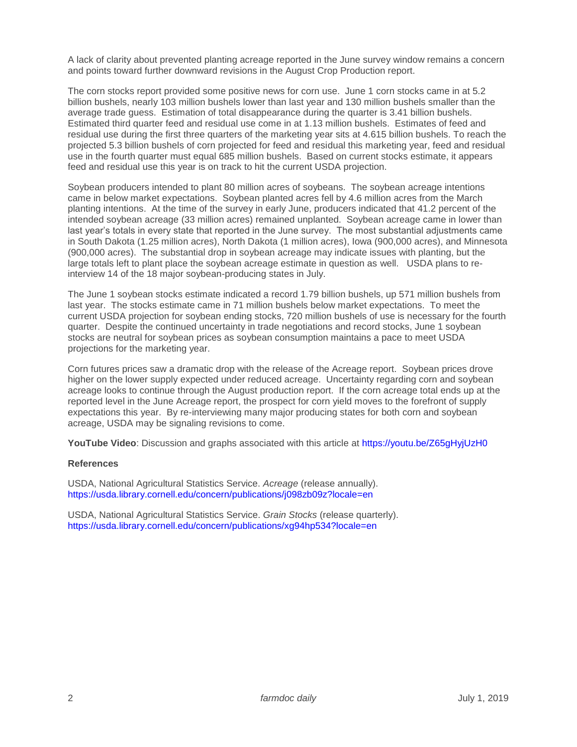A lack of clarity about prevented planting acreage reported in the June survey window remains a concern and points toward further downward revisions in the August Crop Production report.

The corn stocks report provided some positive news for corn use. June 1 corn stocks came in at 5.2 billion bushels, nearly 103 million bushels lower than last year and 130 million bushels smaller than the average trade guess. Estimation of total disappearance during the quarter is 3.41 billion bushels. Estimated third quarter feed and residual use come in at 1.13 million bushels. Estimates of feed and residual use during the first three quarters of the marketing year sits at 4.615 billion bushels. To reach the projected 5.3 billion bushels of corn projected for feed and residual this marketing year, feed and residual use in the fourth quarter must equal 685 million bushels. Based on current stocks estimate, it appears feed and residual use this year is on track to hit the current USDA projection.

Soybean producers intended to plant 80 million acres of soybeans. The soybean acreage intentions came in below market expectations. Soybean planted acres fell by 4.6 million acres from the March planting intentions. At the time of the survey in early June, producers indicated that 41.2 percent of the intended soybean acreage (33 million acres) remained unplanted. Soybean acreage came in lower than last year's totals in every state that reported in the June survey. The most substantial adjustments came in South Dakota (1.25 million acres), North Dakota (1 million acres), Iowa (900,000 acres), and Minnesota (900,000 acres). The substantial drop in soybean acreage may indicate issues with planting, but the large totals left to plant place the soybean acreage estimate in question as well. USDA plans to re-interview 14 of the 18 major soybean-producing states in July.

The June 1 soybean stocks estimate indicated a record 1.79 billion bushels, up 571 million bushels from last year. The stocks estimate came in 71 million bushels below market expectations. To meet the current USDA projection for soybean ending stocks, 720 million bushels of use is necessary for the fourth quarter. Despite the continued uncertainty in trade negotiations and record stocks, June 1 soybean stocks are neutral for soybean prices as soybean consumption maintains a pace to meet USDA projections for the marketing year.

Corn futures prices saw a dramatic drop with the release of the Acreage report. Soybean prices drove higher on the lower supply expected under reduced acreage. Uncertainty regarding corn and soybean acreage looks to continue through the August production report. If the corn acreage total ends up at the reported level in the June Acreage report, the prospect for corn yield moves to the forefront of supply expectations this year. By re-interviewing many major producing states for both corn and soybean acreage, USDA may be signaling revisions to come.

**YouTube Video**: Discussion and graphs associated with this article at https://youtu.be/Z65gHyjUzH0

**References**

USDA, National Agricultural Statistics Service. *Acreage* (release annually). https://usda.library.cornell.edu/concern/publications/j098zb09z?locale=en

USDA, National Agricultural Statistics Service. *Grain Stocks* (release quarterly). https://usda.library.cornell.edu/concern/publications/xg94hp534?locale=en